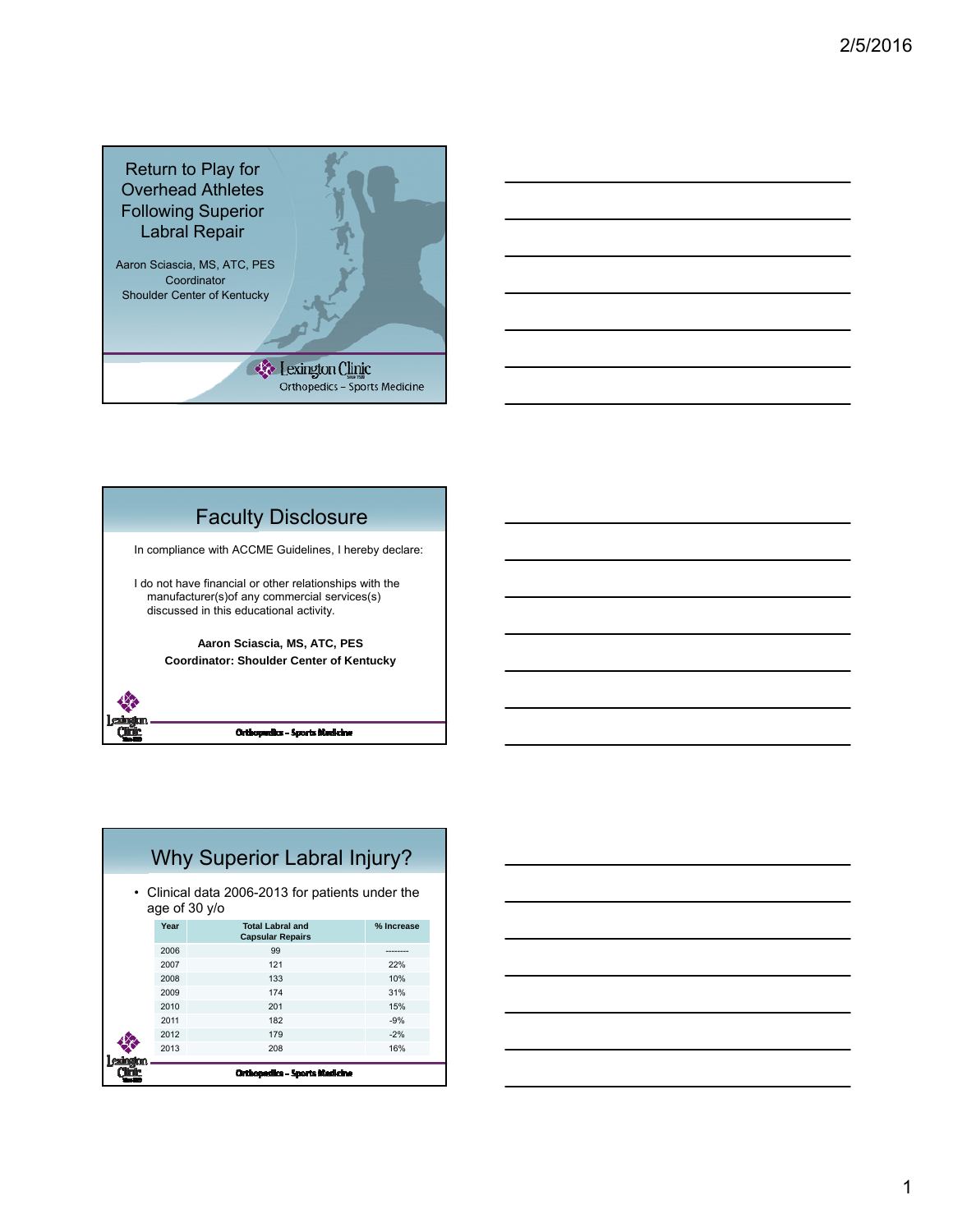# Return to Play for Overhead Athletes Following Superior Labral Repair

Aaron Sciascia, MS, ATC, PES
Coordinator
Shoulder Center of Kentucky

Lexington Clinic
Orthopedics – Sports Medicine

## Faculty Disclosure

In compliance with ACCME Guidelines, I hereby declare:

I do not have financial or other relationships with the manufacturer(s)of any commercial services(s) discussed in this educational activity.

**Aaron Sciascia, MS, ATC, PES**
**Coordinator: Shoulder Center of Kentucky**

Orthopedics – Sports Medicine

## Why Superior Labral Injury?

- Clinical data 2006-2013 for patients under the age of 30 y/o

| Year | Total Labral and Capsular Repairs | % Increase |
|---|---|---|
| 2006 | 99 | -------- |
| 2007 | 121 | 22% |
| 2008 | 133 | 10% |
| 2009 | 174 | 31% |
| 2010 | 201 | 15% |
| 2011 | 182 | -9% |
| 2012 | 179 | -2% |
| 2013 | 208 | 16% |

Orthopedics – Sports Medicine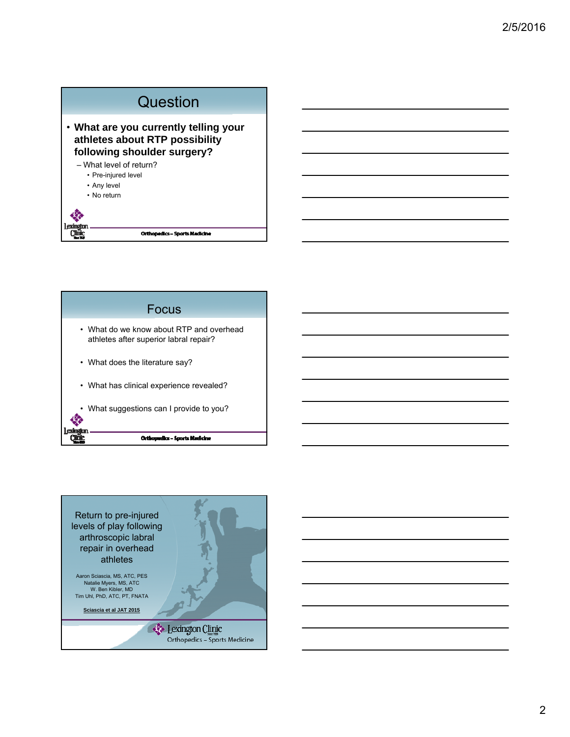## Question

- **What are you currently telling your athletes about RTP possibility following shoulder surgery?**
  - What level of return?
    - Pre-injured level
    - Any level
    - No return

Orthopedics – Sports Medicine

## Focus

- What do we know about RTP and overhead athletes after superior labral repair?
- What does the literature say?
- What has clinical experience revealed?
- What suggestions can I provide to you?

Orthopedics – Sports Medicine

## Return to pre-injured levels of play following arthroscopic labral repair in overhead athletes

Aaron Sciascia, MS, ATC, PES
Natalie Myers, MS, ATC
W. Ben Kibler, MD
Tim Uhl, PhD, ATC, PT, FNATA

**Sciascia et al JAT 2015**

Lexington Clinic
Orthopedics – Sports Medicine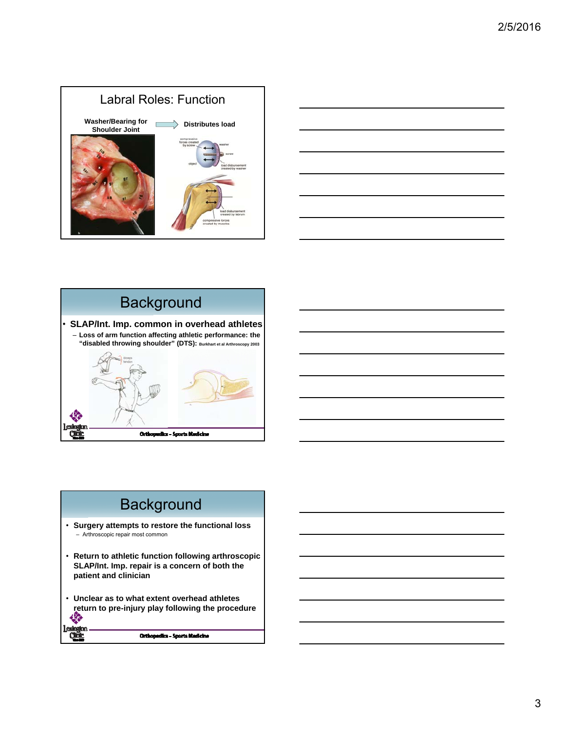## Labral Roles: Function

**Washer/Bearing for Shoulder Joint** → **Distributes load**

## Background

- **SLAP/Int. Imp. common in overhead athletes**
  - **Loss of arm function affecting athletic performance: the "disabled throwing shoulder" (DTS):** Burkhart et al Arthroscopy 2003

Orthopedics – Sports Medicine

## Background

- **Surgery attempts to restore the functional loss**
  - Arthroscopic repair most common
- **Return to athletic function following arthroscopic SLAP/Int. Imp. repair is a concern of both the patient and clinician**
- **Unclear as to what extent overhead athletes return to pre-injury play following the procedure**

Orthopedics – Sports Medicine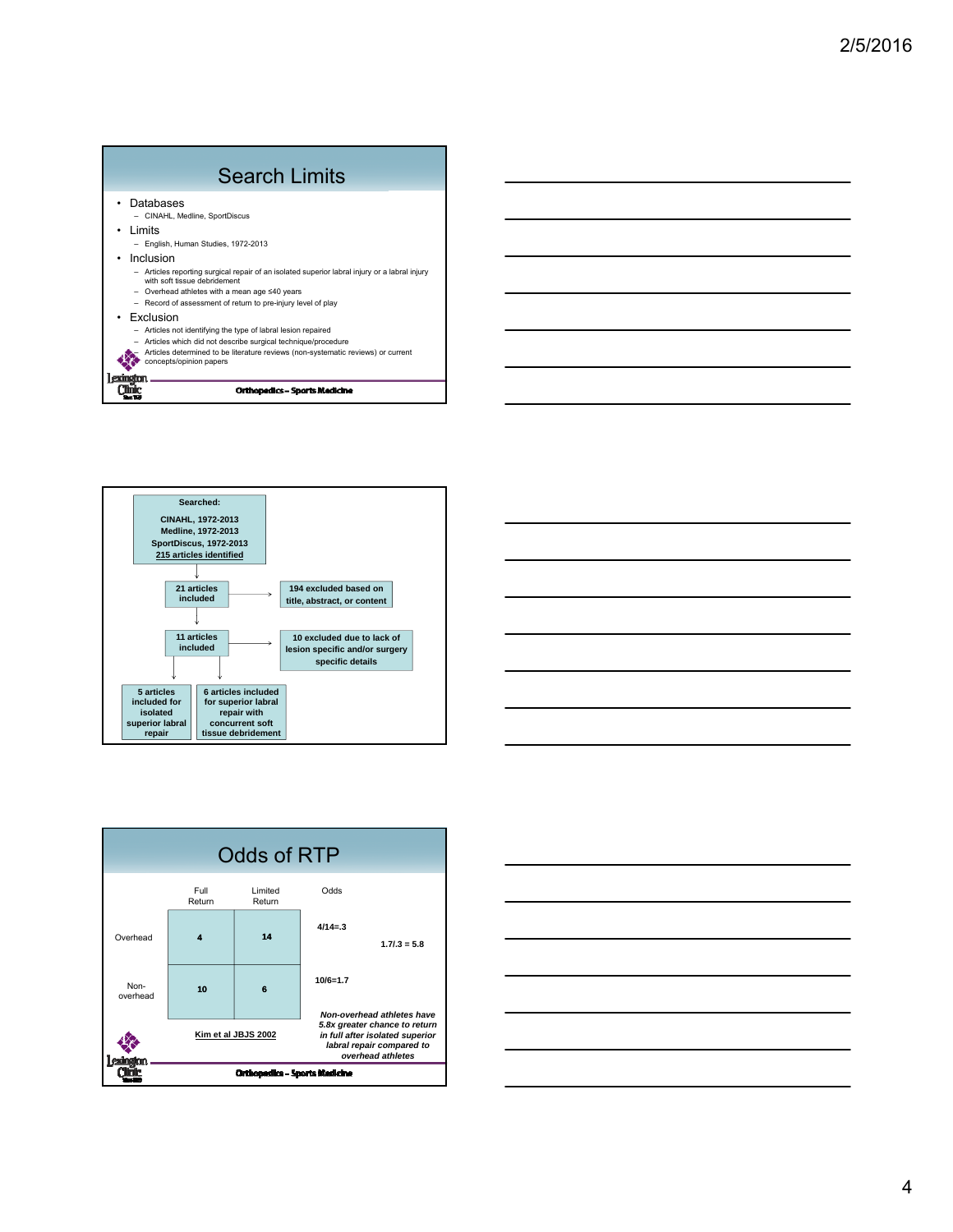## Search Limits

- Databases
  - CINAHL, Medline, SportDiscus
- Limits
  - English, Human Studies, 1972-2013
- Inclusion
  - Articles reporting surgical repair of an isolated superior labral injury or a labral injury with soft tissue debridement
  - Overhead athletes with a mean age ≤40 years
  - Record of assessment of return to pre-injury level of play
- Exclusion
  - Articles not identifying the type of labral lesion repaired
  - Articles which did not describe surgical technique/procedure
  - Articles determined to be literature reviews (non-systematic reviews) or current concepts/opinion papers

Orthopedics – Sports Medicine

---

**Searched:**

**CINAHL, 1972-2013**
**Medline, 1972-2013**
**SportDiscus, 1972-2013**
**215 articles identified**

↓

**21 articles included** → **194 excluded based on title, abstract, or content**

↓

**11 articles included** → **10 excluded due to lack of lesion specific and/or surgery specific details**

↓

- **5 articles included for isolated superior labral repair**
- **6 articles included for superior labral repair with concurrent soft tissue debridement**

---

## Odds of RTP

| | Full Return | Limited Return | Odds | |
|---|---|---|---|---|
| Overhead | **4** | **14** | **4/14=.3** | **1.7/.3 = 5.8** |
| Non-overhead | **10** | **6** | **10/6=1.7** | |

**Kim et al JBJS 2002**

***Non-overhead athletes have 5.8x greater chance to return in full after isolated superior labral repair compared to overhead athletes***

Orthopedics – Sports Medicine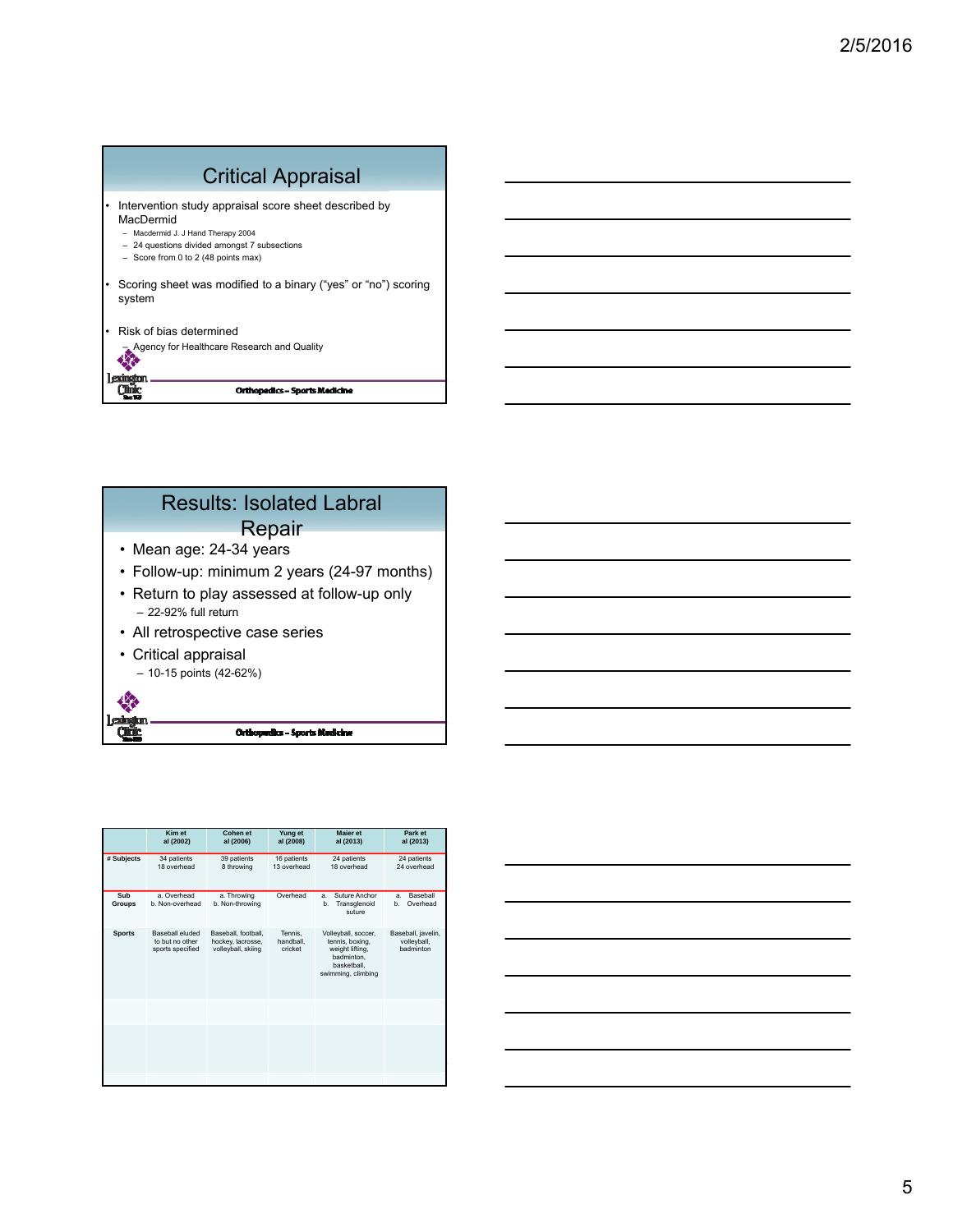## Critical Appraisal

- Intervention study appraisal score sheet described by MacDermid
  - Macdermid J. J Hand Therapy 2004
  - 24 questions divided amongst 7 subsections
  - Score from 0 to 2 (48 points max)
- Scoring sheet was modified to a binary (“yes” or “no”) scoring system
- Risk of bias determined
  - Agency for Healthcare Research and Quality

Orthopedics – Sports Medicine

## Results: Isolated Labral Repair

- Mean age: 24-34 years
- Follow-up: minimum 2 years (24-97 months)
- Return to play assessed at follow-up only
  - 22-92% full return
- All retrospective case series
- Critical appraisal
  - 10-15 points (42-62%)

Orthopedics – Sports Medicine

| | Kim et al (2002) | Cohen et al (2006) | Yung et al (2008) | Maier et al (2013) | Park et al (2013) |
|---|---|---|---|---|---|
| # Subjects | 34 patients 18 overhead | 39 patients 8 throwing | 16 patients 13 overhead | 24 patients 18 overhead | 24 patients 24 overhead |
| Sub Groups | a. Overhead b. Non-overhead | a. Throwing b. Non-throwing | Overhead | a. Suture Anchor b. Transglenoid suture | a. Baseball b. Overhead |
| Sports | Baseball eluded to but no other sports specified | Baseball, football, hockey, lacrosse, volleyball, skiing | Tennis, handball, cricket | Volleyball, soccer, tennis, boxing, weight lifting, badminton, basketball, swimming, climbing | Baseball, javelin, volleyball, badminton |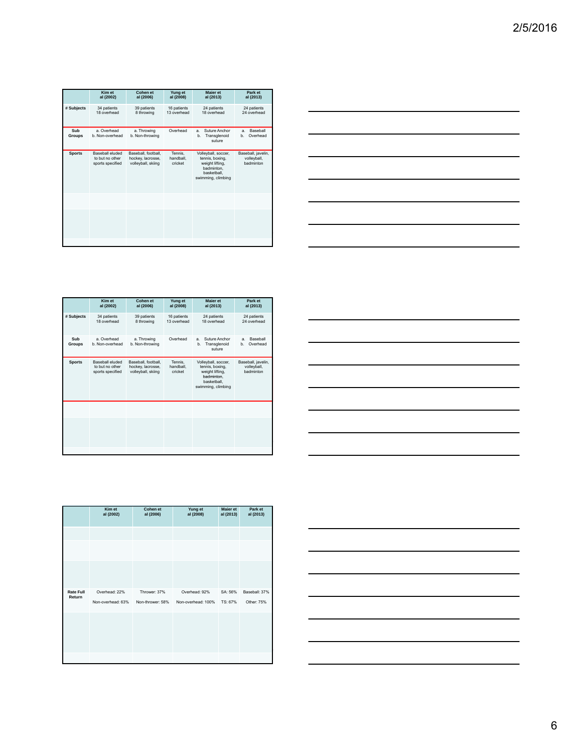| | Kim et al (2002) | Cohen et al (2006) | Yung et al (2008) | Maier et al (2013) | Park et al (2013) |
|---|---|---|---|---|---|
| # Subjects | 34 patients 18 overhead | 39 patients 8 throwing | 16 patients 13 overhead | 24 patients 18 overhead | 24 patients 24 overhead |
| Sub Groups | a. Overhead b. Non-overhead | a. Throwing b. Non-throwing | Overhead | a. Suture Anchor b. Transglenoid suture | a. Baseball b. Overhead |
| Sports | Baseball eluded to but no other sports specified | Baseball, football, hockey, lacrosse, volleyball, skiing | Tennis, handball, cricket | Volleyball, soccer, tennis, boxing, weight lifting, badminton, basketball, swimming, climbing | Baseball, javelin, volleyball, badminton |
| | | | | | |
| | | | | | |

| | Kim et al (2002) | Cohen et al (2006) | Yung et al (2008) | Maier et al (2013) | Park et al (2013) |
|---|---|---|---|---|---|
| # Subjects | 34 patients 18 overhead | 39 patients 8 throwing | 16 patients 13 overhead | 24 patients 18 overhead | 24 patients 24 overhead |
| Sub Groups | a. Overhead b. Non-overhead | a. Throwing b. Non-throwing | Overhead | a. Suture Anchor b. Transglenoid suture | a. Baseball b. Overhead |
| Sports | Baseball eluded to but no other sports specified | Baseball, football, hockey, lacrosse, volleyball, skiing | Tennis, handball, cricket | Volleyball, soccer, tennis, boxing, weight lifting, badminton, basketball, swimming, climbing | Baseball, javelin, volleyball, badminton |
| | | | | | |
| | | | | | |

| | Kim et al (2002) | Cohen et al (2006) | Yung et al (2008) | Maier et al (2013) | Park et al (2013) |
|---|---|---|---|---|---|
| | | | | | |
| | | | | | |
| | | | | | |
| Rate Full Return | Overhead: 22%<br>Non-overhead: 63% | Thrower: 37%<br>Non-thrower: 58% | Overhead: 92%<br>Non-overhead: 100% | SA: 56%<br>TS: 67% | Baseball: 37%<br>Other: 75% |
| | | | | | |
| | | | | | |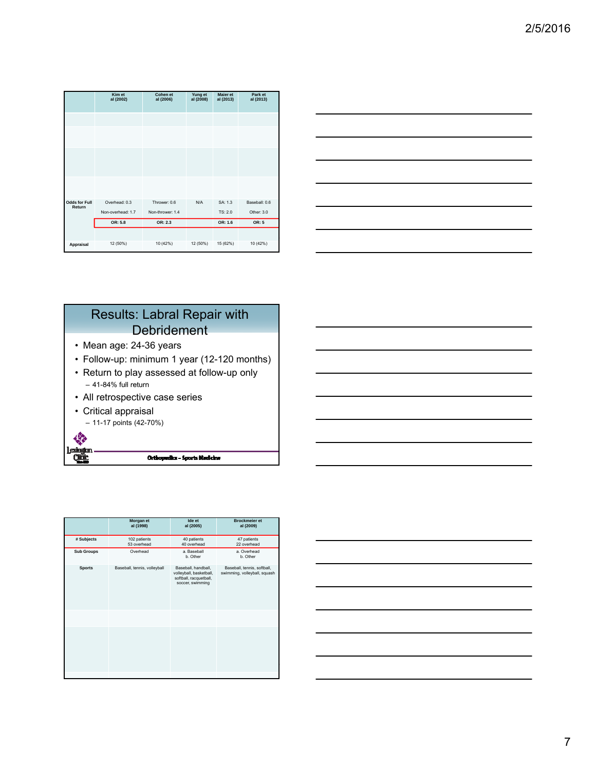| | Kim et al (2002) | Cohen et al (2006) | Yung et al (2008) | Maier et al (2013) | Park et al (2013) |
|---|---|---|---|---|---|
| | | | | | |
| | | | | | |
| | | | | | |
| | | | | | |
| Odds for Full Return | Overhead: 0.3 | Thrower: 0.6 | N/A | SA: 1.3 | Baseball: 0.6 |
| | Non-overhead: 1.7 | Non-thrower: 1.4 | | TS: 2.0 | Other: 3.0 |
| | **OR: 5.8** | **OR: 2.3** | | **OR: 1.6** | **OR: 5** |
| | | | | | |
| Appraisal | 12 (50%) | 10 (42%) | 12 (50%) | 15 (62%) | 10 (42%) |

## Results: Labral Repair with Debridement

- Mean age: 24-36 years
- Follow-up: minimum 1 year (12-120 months)
- Return to play assessed at follow-up only
  - 41-84% full return
- All retrospective case series
- Critical appraisal
  - 11-17 points (42-70%)

Lexington Clinic — Orthopedics – Sports Medicine

| | Morgan et al (1998) | Ide et al (2005) | Brockmeier et al (2009) |
|---|---|---|---|
| # Subjects | 102 patients<br>53 overhead | 40 patients<br>40 overhead | 47 patients<br>22 overhead |
| Sub Groups | Overhead | a. Baseball<br>b. Other | a. Overhead<br>b. Other |
| Sports | Baseball, tennis, volleyball | Baseball, handball, volleyball, basketball, softball, racquetball, soccer, swimming | Baseball, tennis, softball, swimming, volleyball, squash |
| | | | |
| | | | |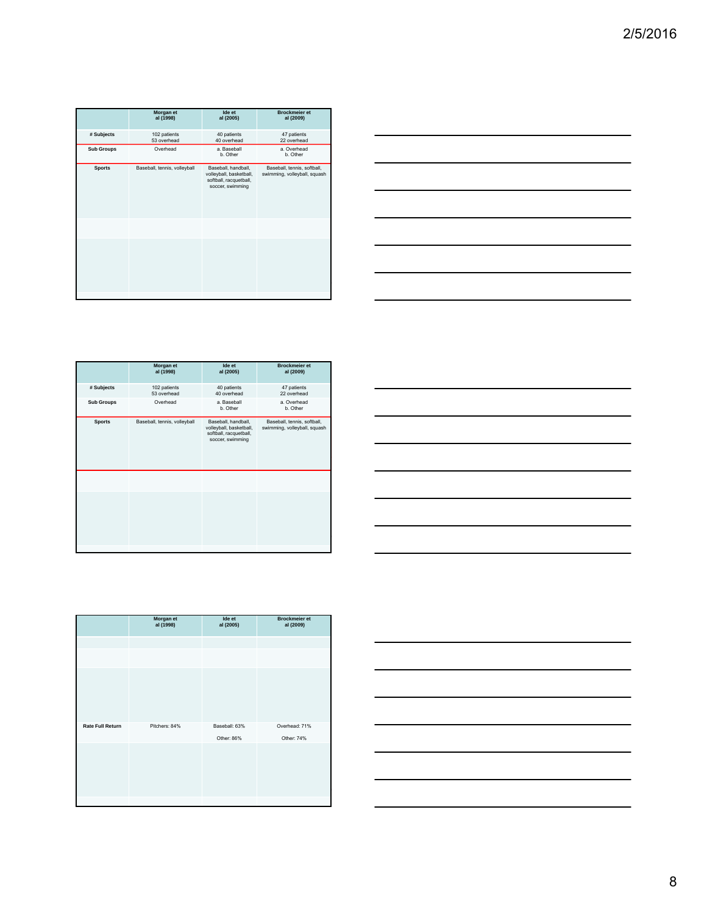| | Morgan et al (1998) | Ide et al (2005) | Brockmeier et al (2009) |
|---|---|---|---|
| # Subjects | 102 patients<br>53 overhead | 40 patients<br>40 overhead | 47 patients<br>22 overhead |
| Sub Groups | Overhead | a. Baseball<br>b. Other | a. Overhead<br>b. Other |
| Sports | Baseball, tennis, volleyball | Baseball, handball, volleyball, basketball, softball, racquetball, soccer, swimming | Baseball, tennis, softball, swimming, volleyball, squash |
| | | | |
| | | | |

| | Morgan et al (1998) | Ide et al (2005) | Brockmeier et al (2009) |
|---|---|---|---|
| # Subjects | 102 patients<br>53 overhead | 40 patients<br>40 overhead | 47 patients<br>22 overhead |
| Sub Groups | Overhead | a. Baseball<br>b. Other | a. Overhead<br>b. Other |
| Sports | Baseball, tennis, volleyball | Baseball, handball, volleyball, basketball, softball, racquetball, soccer, swimming | Baseball, tennis, softball, swimming, volleyball, squash |
| | | | |
| | | | |

| | Morgan et al (1998) | Ide et al (2005) | Brockmeier et al (2009) |
|---|---|---|---|
| | | | |
| | | | |
| | | | |
| Rate Full Return | Pitchers: 84% | Baseball: 63%<br>Other: 86% | Overhead: 71%<br>Other: 74% |
| | | | |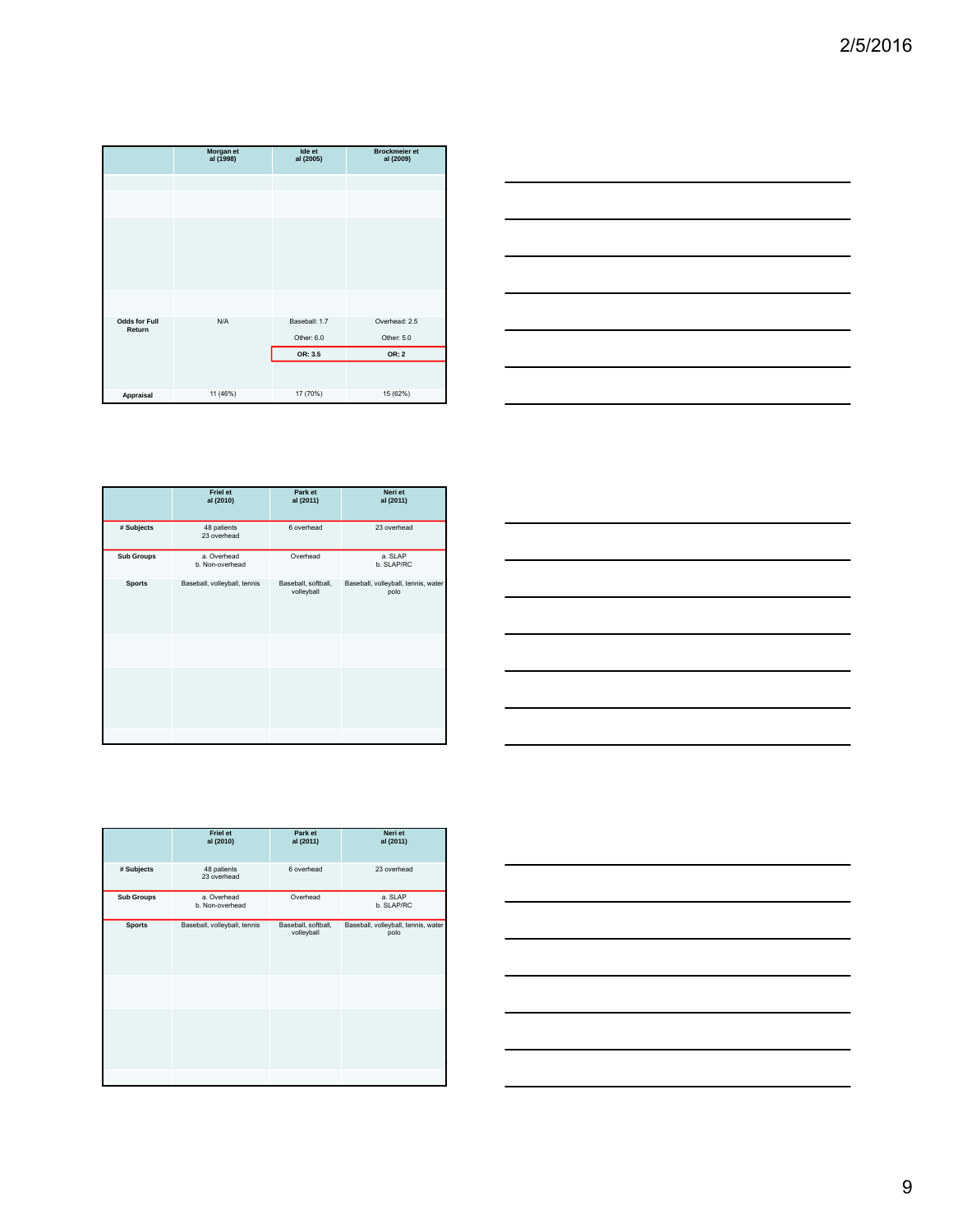| | Morgan et al (1998) | Ide et al (2005) | Brockmeier et al (2009) |
|---|---|---|---|
| | | | |
| | | | |
| | | | |
| | | | |
| Odds for Full Return | N/A | Baseball: 1.7<br>Other: 6.0<br>**OR: 3.5** | Overhead: 2.5<br>Other: 5.0<br>**OR: 2** |
| Appraisal | 11 (46%) | 17 (70%) | 15 (62%) |

| | Friel et al (2010) | Park et al (2011) | Neri et al (2011) |
|---|---|---|---|
| **# Subjects** | 48 patients<br>23 overhead | 6 overhead | 23 overhead |
| **Sub Groups** | a. Overhead<br>b. Non-overhead | Overhead | a. SLAP<br>b. SLAP/RC |
| **Sports** | Baseball, volleyball, tennis | Baseball, softball, volleyball | Baseball, volleyball, tennis, water polo |
| | | | |
| | | | |
| | | | |

| | Friel et al (2010) | Park et al (2011) | Neri et al (2011) |
|---|---|---|---|
| **# Subjects** | 48 patients<br>23 overhead | 6 overhead | 23 overhead |
| **Sub Groups** | a. Overhead<br>b. Non-overhead | Overhead | a. SLAP<br>b. SLAP/RC |
| **Sports** | Baseball, volleyball, tennis | Baseball, softball, volleyball | Baseball, volleyball, tennis, water polo |
| | | | |
| | | | |
| | | | |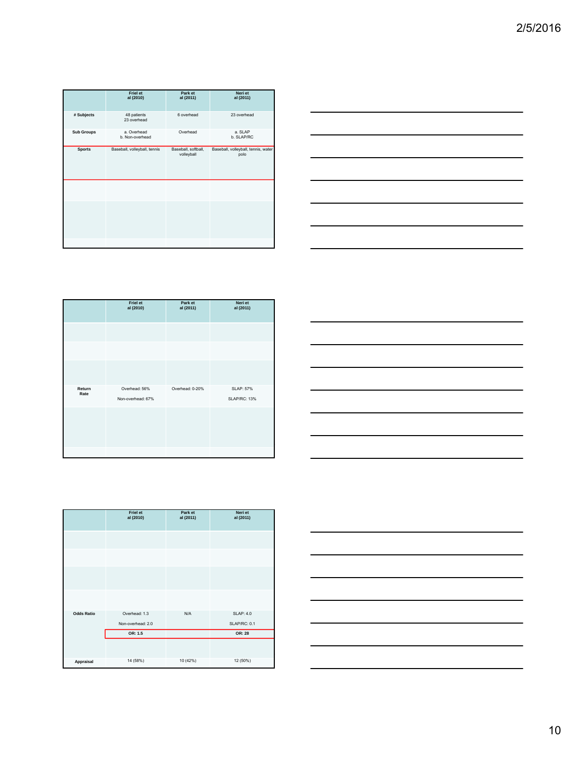| | Friel et al (2010) | Park et al (2011) | Neri et al (2011) |
|---|---|---|---|
| # Subjects | 48 patients<br>23 overhead | 6 overhead | 23 overhead |
| Sub Groups | a. Overhead<br>b. Non-overhead | Overhead | a. SLAP<br>b. SLAP/RC |
| Sports | Baseball, volleyball, tennis | Baseball, softball, volleyball | Baseball, volleyball, tennis, water polo |
| | | | |
| | | | |
| | | | |

| | Friel et al (2010) | Park et al (2011) | Neri et al (2011) |
|---|---|---|---|
| | | | |
| | | | |
| | | | |
| Return Rate | Overhead: 56%<br>Non-overhead: 67% | Overhead: 0-20% | SLAP: 57%<br>SLAP/RC: 13% |
| | | | |
| | | | |

| | Friel et al (2010) | Park et al (2011) | Neri et al (2011) |
|---|---|---|---|
| | | | |
| | | | |
| | | | |
| | | | |
| Odds Ratio | Overhead: 1.3<br>Non-overhead: 2.0<br>**OR: 1.5** | N/A | SLAP: 4.0<br>SLAP/RC: 0.1<br>**OR: 28** |
| | | | |
| Appraisal | 14 (58%) | 10 (42%) | 12 (50%) |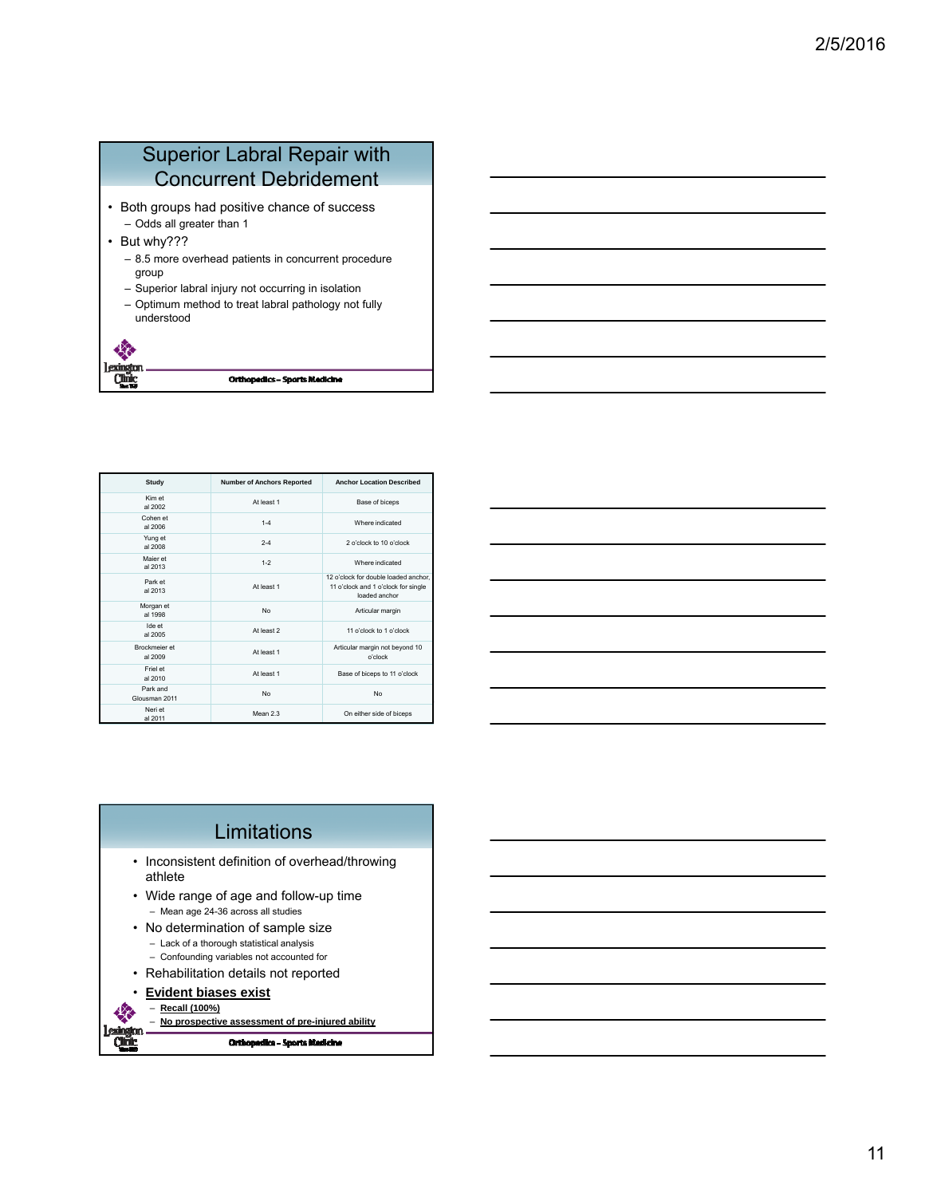## Superior Labral Repair with Concurrent Debridement

- Both groups had positive chance of success
  - Odds all greater than 1
- But why???
  - 8.5 more overhead patients in concurrent procedure group
  - Superior labral injury not occurring in isolation
  - Optimum method to treat labral pathology not fully understood

Orthopedics – Sports Medicine

| Study | Number of Anchors Reported | Anchor Location Described |
|---|---|---|
| Kim et al 2002 | At least 1 | Base of biceps |
| Cohen et al 2006 | 1-4 | Where indicated |
| Yung et al 2008 | 2-4 | 2 o'clock to 10 o'clock |
| Maier et al 2013 | 1-2 | Where indicated |
| Park et al 2013 | At least 1 | 12 o'clock for double loaded anchor, 11 o'clock and 1 o'clock for single loaded anchor |
| Morgan et al 1998 | No | Articular margin |
| Ide et al 2005 | At least 2 | 11 o'clock to 1 o'clock |
| Brockmeier et al 2009 | At least 1 | Articular margin not beyond 10 o'clock |
| Friel et al 2010 | At least 1 | Base of biceps to 11 o'clock |
| Park and Glousman 2011 | No | No |
| Neri et al 2011 | Mean 2.3 | On either side of biceps |

## Limitations

- Inconsistent definition of overhead/throwing athlete
- Wide range of age and follow-up time
  - Mean age 24-36 across all studies
- No determination of sample size
  - Lack of a thorough statistical analysis
  - Confounding variables not accounted for
- Rehabilitation details not reported
- **Evident biases exist**
  - **Recall (100%)**
  - **No prospective assessment of pre-injured ability**

Orthopedics – Sports Medicine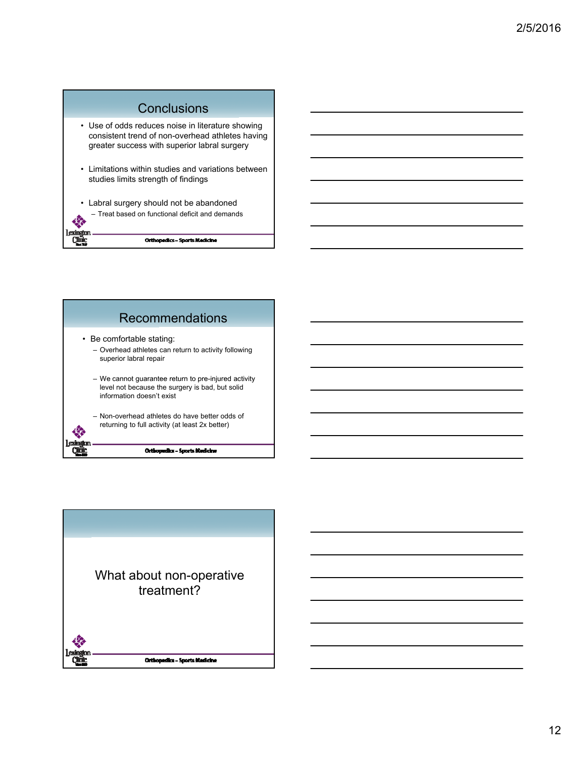## Conclusions

- Use of odds reduces noise in literature showing consistent trend of non-overhead athletes having greater success with superior labral surgery
- Limitations within studies and variations between studies limits strength of findings
- Labral surgery should not be abandoned
  - Treat based on functional deficit and demands

## Recommendations

- Be comfortable stating:
  - Overhead athletes can return to activity following superior labral repair
  - We cannot guarantee return to pre-injured activity level not because the surgery is bad, but solid information doesn't exist
  - Non-overhead athletes do have better odds of returning to full activity (at least 2x better)

## What about non-operative treatment?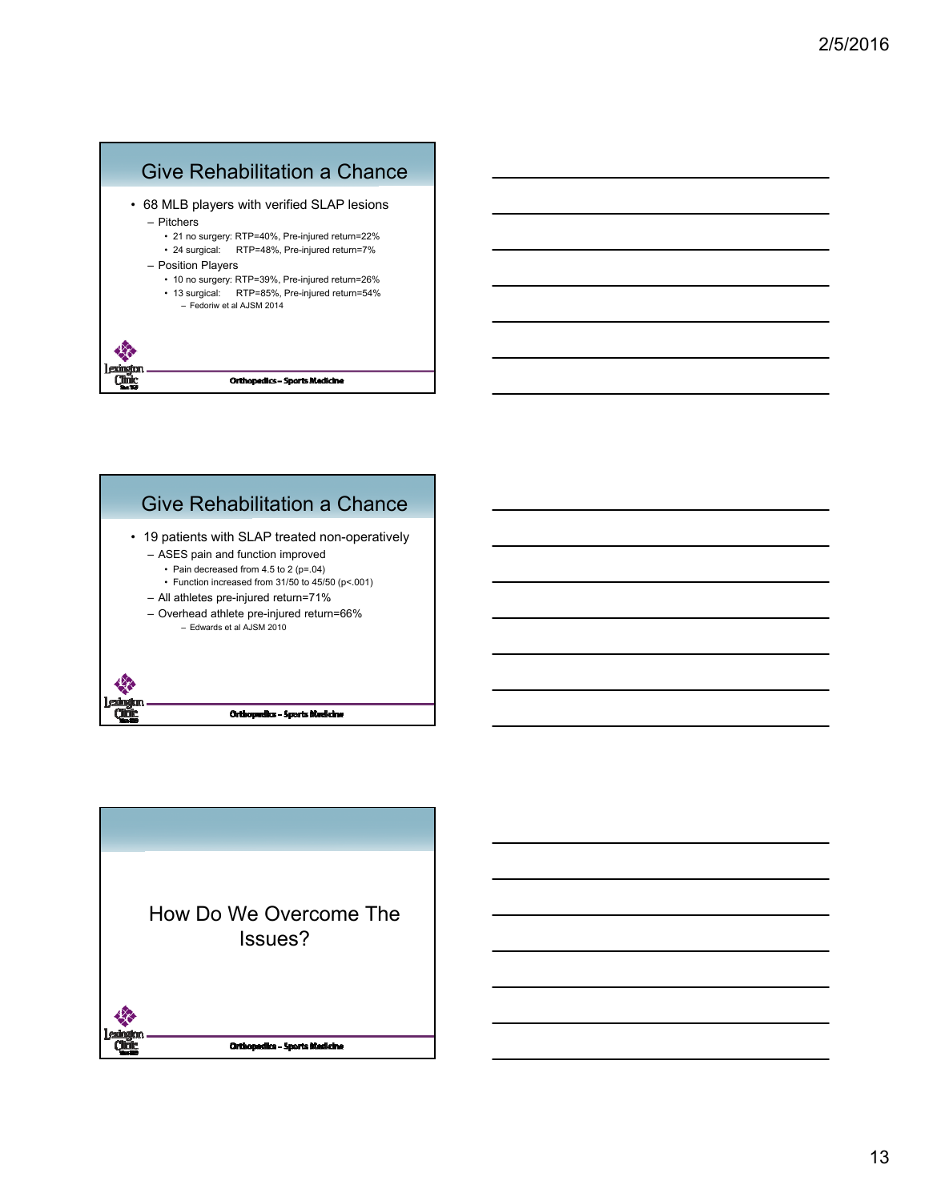## Give Rehabilitation a Chance

- 68 MLB players with verified SLAP lesions
  - Pitchers
    - 21 no surgery: RTP=40%, Pre-injured return=22%
    - 24 surgical: RTP=48%, Pre-injured return=7%
  - Position Players
    - 10 no surgery: RTP=39%, Pre-injured return=26%
    - 13 surgical: RTP=85%, Pre-injured return=54%
      - Fedoriw et al AJSM 2014

Orthopedics – Sports Medicine

## Give Rehabilitation a Chance

- 19 patients with SLAP treated non-operatively
  - ASES pain and function improved
    - Pain decreased from 4.5 to 2 ($p$=.04)
    - Function increased from 31/50 to 45/50 ($p$<.001)
  - All athletes pre-injured return=71%
  - Overhead athlete pre-injured return=66%
    - Edwards et al AJSM 2010

Orthopedics – Sports Medicine

## How Do We Overcome The Issues?

Orthopedics – Sports Medicine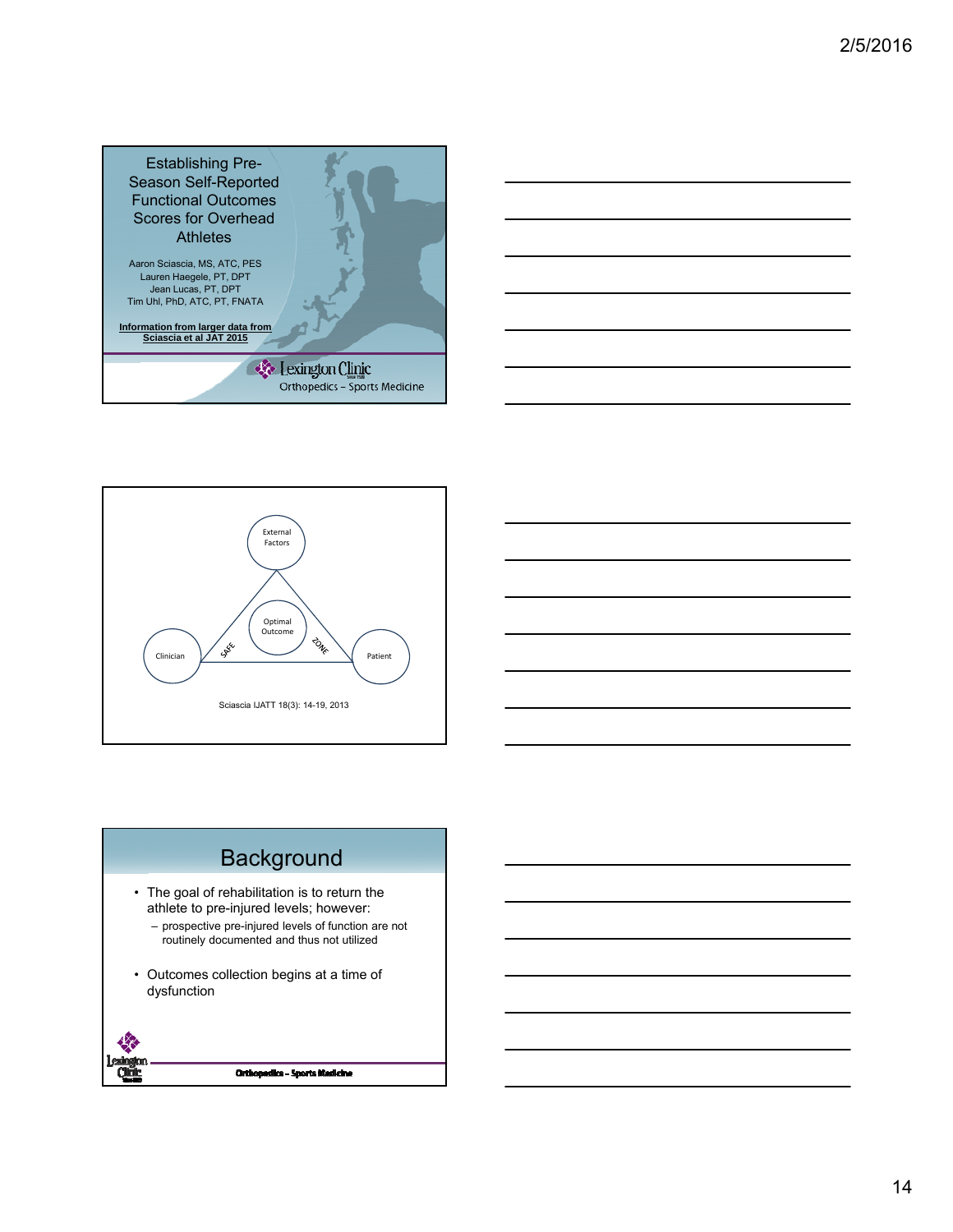## Establishing Pre-Season Self-Reported Functional Outcomes Scores for Overhead Athletes

Aaron Sciascia, MS, ATC, PES
Lauren Haegele, PT, DPT
Jean Lucas, PT, DPT
Tim Uhl, PhD, ATC, PT, FNATA

**Information from larger data from Sciascia et al JAT 2015**

Lexington Clinic
Orthopedics – Sports Medicine

External Factors

Optimal Outcome

Clinician — SAFE ZONE — Patient

Sciascia IJATT 18(3): 14-19, 2013

## Background

- The goal of rehabilitation is to return the athlete to pre-injured levels; however:
  - prospective pre-injured levels of function are not routinely documented and thus not utilized
- Outcomes collection begins at a time of dysfunction

Orthopedics – Sports Medicine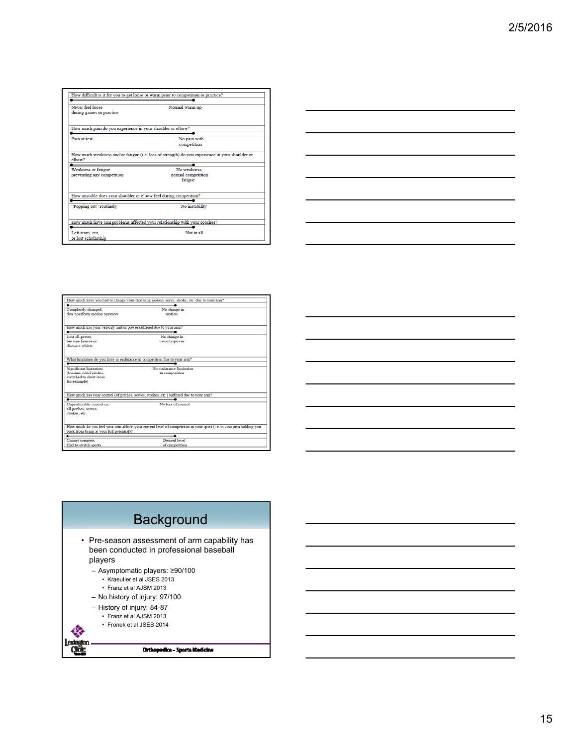How difficult is it for you to get loose or warm prior to competition or practice?

| Never feel loose during games or practice | Normal warm-up |
|---|---|

How much pain do you experience in your shoulder or elbow?

| Pain at rest | No pain with competition |
|---|---|

How much weakness and/or fatigue (i.e. loss of strength) do you experience in your shoulder or elbow?

| Weakness or fatigue preventing any competition | No weakness, normal competition fatigue |
|---|---|

How unstable does your shoulder or elbow feel during competition?

| "Popping out" routinely | No instability |
|---|---|

How much have arm problems affected your relationship with your coaches?

| Left team, cut, or lost scholarship | Not at all |
|---|---|

How much have you had to change your throwing motion, serve, stroke, etc. due to your arm?

| Completely changed, don't perform motion anymore | No change in motion |
|---|---|

How much has your velocity and/or power suffered due to your arm?

| Lost all power, became finesse or distance athlete | No change in velocity/power |
|---|---|

What limitation do you have in endurance in competition due to your arm?

| Significant limitation (became relief pitcher, switched to short races for example) | No endurance limitation in competition |
|---|---|

How much has your control (of pitches, serves, strokes, etc.) suffered due to your arm?

| Unpredictable control on all pitches, serves, strokes, etc. | No loss of control |
|---|---|

How much do you feel your arm affects your current level of competition in your sport (i.e. is your arm holding you back from being at your full potential)?

| Cannot compete, Had to switch sports | Desired level of competition |
|---|---|

# Background

- Pre-season assessment of arm capability has been conducted in professional baseball players
  - Asymptomatic players: ≥90/100
    - Kraeutler et al JSES 2013
    - Franz et al AJSM 2013
  - No history of injury: 97/100
  - History of injury: 84-87
    - Franz et al AJSM 2013
    - Fronek et al JSES 2014

Orthopedics – Sports Medicine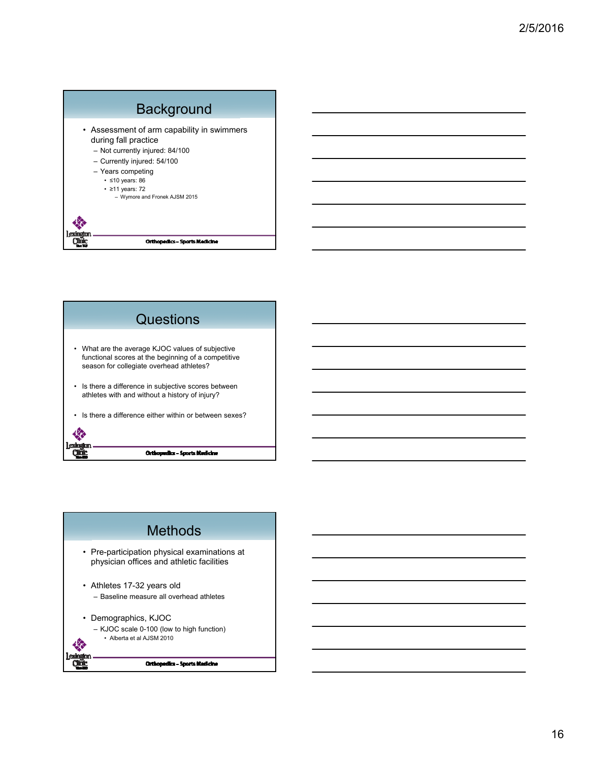## Background

- Assessment of arm capability in swimmers during fall practice
  - Not currently injured: 84/100
  - Currently injured: 54/100
  - Years competing
    - ≤10 years: 86
    - ≥11 years: 72
      - Wymore and Fronek AJSM 2015

Orthopedics – Sports Medicine

## Questions

- What are the average KJOC values of subjective functional scores at the beginning of a competitive season for collegiate overhead athletes?
- Is there a difference in subjective scores between athletes with and without a history of injury?
- Is there a difference either within or between sexes?

Orthopedics – Sports Medicine

## Methods

- Pre-participation physical examinations at physician offices and athletic facilities
- Athletes 17-32 years old
  - Baseline measure all overhead athletes
- Demographics, KJOC
  - KJOC scale 0-100 (low to high function)
    - Alberta et al AJSM 2010

Orthopedics – Sports Medicine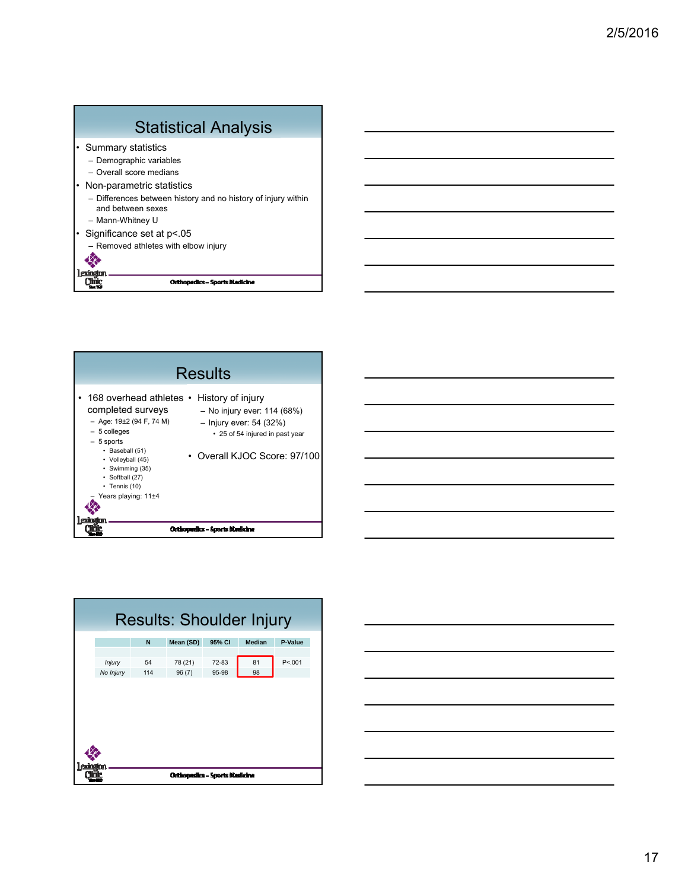## Statistical Analysis

- Summary statistics
  - Demographic variables
  - Overall score medians
- Non-parametric statistics
  - Differences between history and no history of injury within and between sexes
  - Mann-Whitney U
- Significance set at p<.05
  - Removed athletes with elbow injury

Orthopedics – Sports Medicine

## Results

- 168 overhead athletes completed surveys
  - Age: 19±2 (94 F, 74 M)
  - 5 colleges
  - 5 sports
    - Baseball (51)
    - Volleyball (45)
    - Swimming (35)
    - Softball (27)
    - Tennis (10)
  - Years playing: 11±4
- History of injury
  - No injury ever: 114 (68%)
  - Injury ever: 54 (32%)
    - 25 of 54 injured in past year
- Overall KJOC Score: 97/100

Orthopedics – Sports Medicine

## Results: Shoulder Injury

| | N | Mean (SD) | 95% CI | Median | P-Value |
|---|---|---|---|---|---|
| *Injury* | 54 | 78 (21) | 72-83 | 81 | P<.001 |
| *No Injury* | 114 | 96 (7) | 95-98 | 98 | |

Orthopedics – Sports Medicine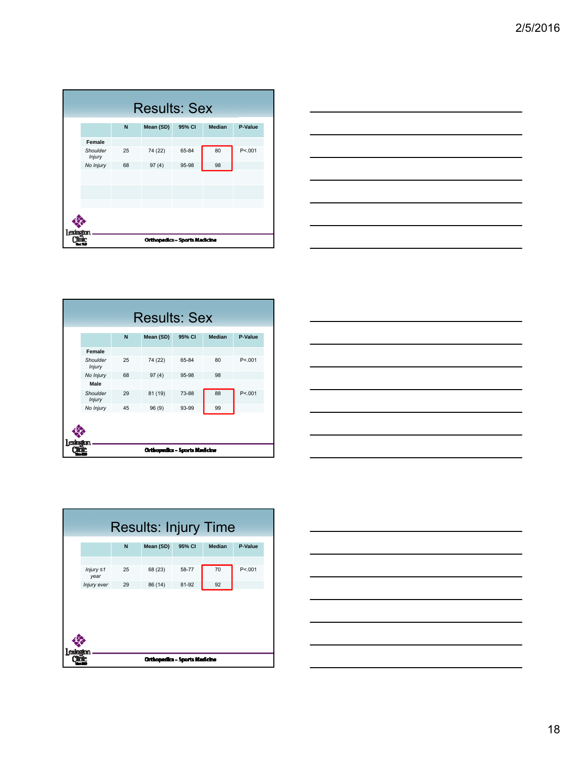## Results: Sex

| | N | Mean (SD) | 95% CI | Median | P-Value |
|---|---|---|---|---|---|
| **Female** | | | | | |
| *Shoulder Injury* | 25 | 74 (22) | 65-84 | 80 | P<.001 |
| *No Injury* | 68 | 97 (4) | 95-98 | 98 | |

Orthopedics – Sports Medicine

## Results: Sex

| | N | Mean (SD) | 95% CI | Median | P-Value |
|---|---|---|---|---|---|
| **Female** | | | | | |
| *Shoulder Injury* | 25 | 74 (22) | 65-84 | 80 | P<.001 |
| *No Injury* | 68 | 97 (4) | 95-98 | 98 | |
| **Male** | | | | | |
| *Shoulder Injury* | 29 | 81 (19) | 73-88 | 88 | P<.001 |
| *No Injury* | 45 | 96 (9) | 93-99 | 99 | |

Orthopedics – Sports Medicine

## Results: Injury Time

| | N | Mean (SD) | 95% CI | Median | P-Value |
|---|---|---|---|---|---|
| *Injury ≤1 year* | 25 | 68 (23) | 58-77 | 70 | P<.001 |
| *Injury ever* | 29 | 86 (14) | 81-92 | 92 | |

Orthopedics – Sports Medicine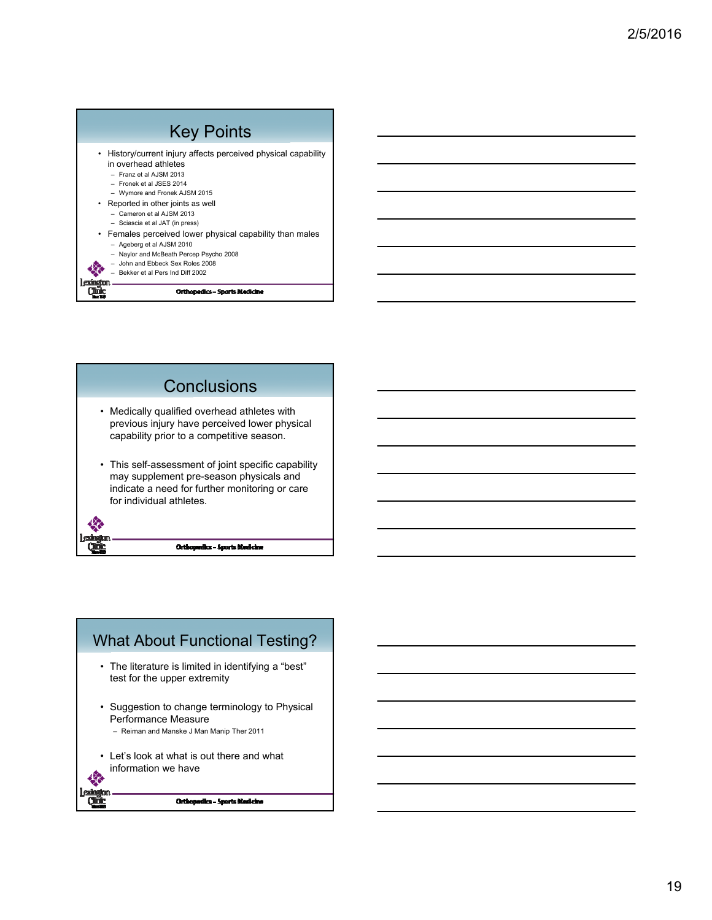## Key Points

- History/current injury affects perceived physical capability in overhead athletes
  - Franz et al AJSM 2013
  - Fronek et al JSES 2014
  - Wymore and Fronek AJSM 2015
- Reported in other joints as well
  - Cameron et al AJSM 2013
  - Sciascia et al JAT (in press)
- Females perceived lower physical capability than males
  - Ageberg et al AJSM 2010
  - Naylor and McBeath Percep Psycho 2008
  - John and Ebbeck Sex Roles 2008
  - Bekker et al Pers Ind Diff 2002

Orthopedics – Sports Medicine

## Conclusions

- Medically qualified overhead athletes with previous injury have perceived lower physical capability prior to a competitive season.
- This self-assessment of joint specific capability may supplement pre-season physicals and indicate a need for further monitoring or care for individual athletes.

Orthopedics – Sports Medicine

## What About Functional Testing?

- The literature is limited in identifying a "best" test for the upper extremity
- Suggestion to change terminology to Physical Performance Measure
  - Reiman and Manske J Man Manip Ther 2011
- Let's look at what is out there and what information we have

Orthopedics – Sports Medicine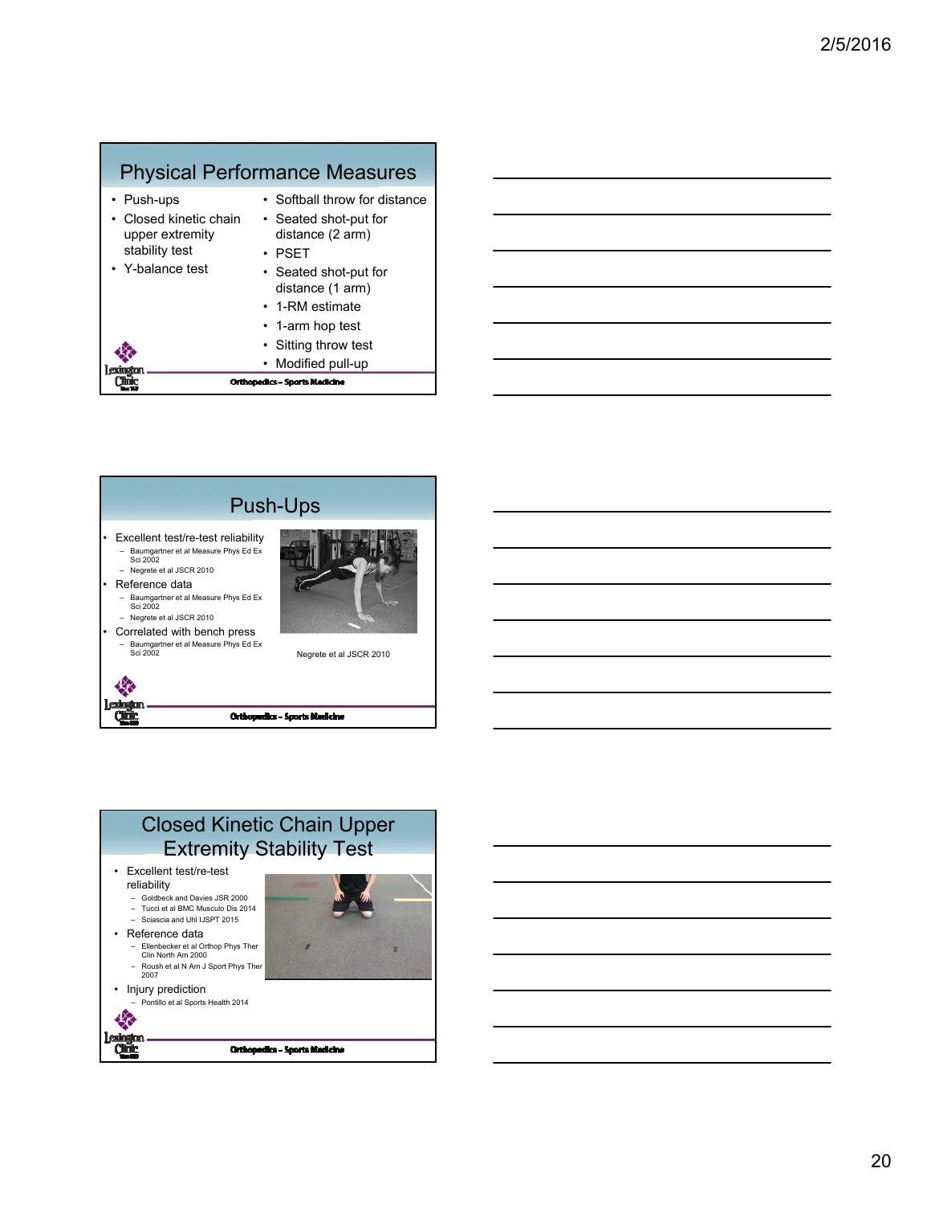## Physical Performance Measures

- Push-ups
- Closed kinetic chain upper extremity stability test
- Y-balance test
- Softball throw for distance
- Seated shot-put for distance (2 arm)
- PSET
- Seated shot-put for distance (1 arm)
- 1-RM estimate
- 1-arm hop test
- Sitting throw test
- Modified pull-up

Orthopedics – Sports Medicine

## Push-Ups

- Excellent test/re-test reliability
  - Baumgartner et al Measure Phys Ed Ex Sci 2002
  - Negrete et al JSCR 2010
- Reference data
  - Baumgartner et al Measure Phys Ed Ex Sci 2002
  - Negrete et al JSCR 2010
- Correlated with bench press
  - Baumgartner et al Measure Phys Ed Ex Sci 2002

Negrete et al JSCR 2010

Orthopedics – Sports Medicine

## Closed Kinetic Chain Upper Extremity Stability Test

- Excellent test/re-test reliability
  - Goldbeck and Davies JSR 2000
  - Tucci et al BMC Musculo Dis 2014
  - Sciascia and Uhl IJSPT 2015
- Reference data
  - Ellenbecker et al Orthop Phys Ther Clin North Am 2000
  - Roush et al N Am J Sport Phys Ther 2007
- Injury prediction
  - Pontillo et al Sports Health 2014

Orthopedics – Sports Medicine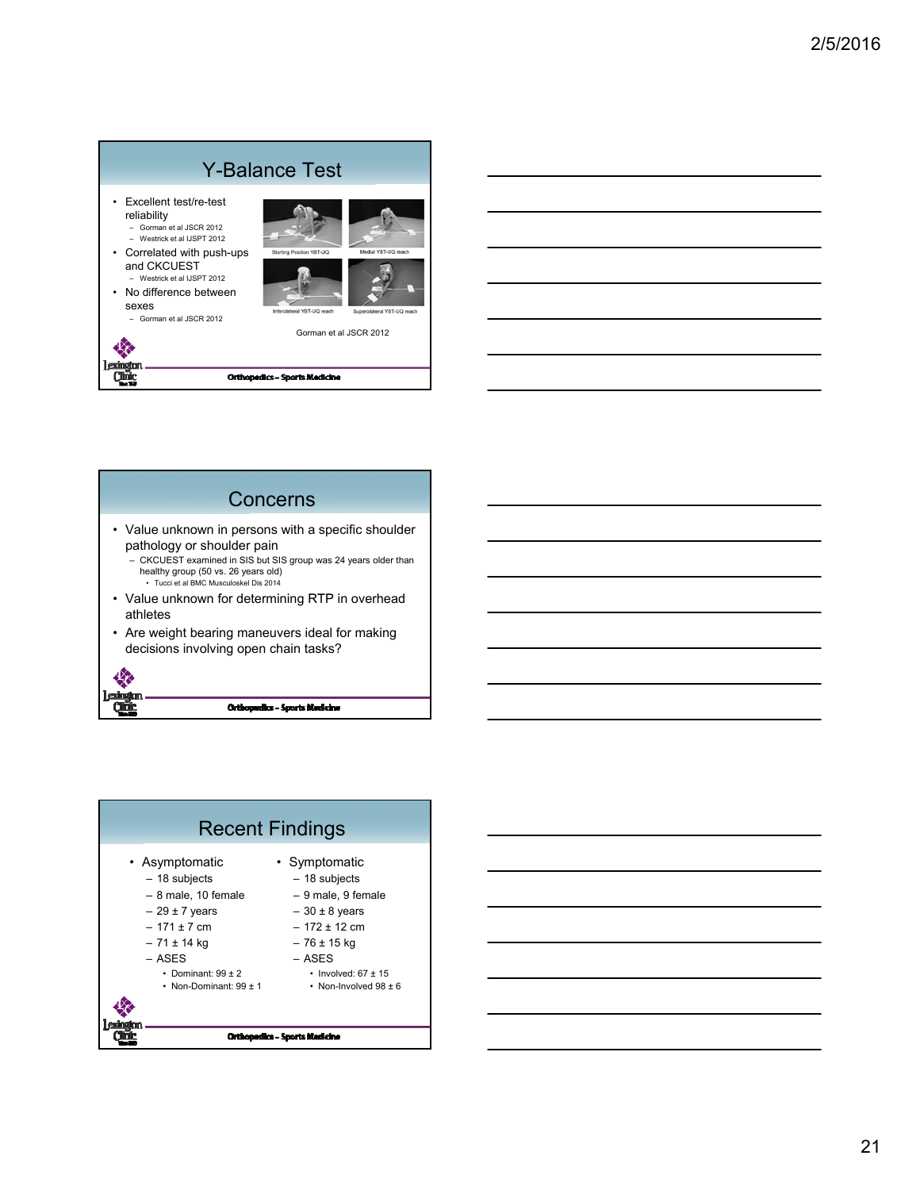## Y-Balance Test

- Excellent test/re-test reliability
  - Gorman et al JSCR 2012
  - Westrick et al IJSPT 2012
- Correlated with push-ups and CKCUEST
  - Westrick et al IJSPT 2012
- No difference between sexes
  - Gorman et al JSCR 2012

Starting Position YBT-UQ | Medial YBT-UQ reach | Inferolateral YBT-UQ reach | Superolateral YBT-UQ reach

Gorman et al JSCR 2012

Orthopedics – Sports Medicine

## Concerns

- Value unknown in persons with a specific shoulder pathology or shoulder pain
  - CKCUEST examined in SIS but SIS group was 24 years older than healthy group (50 vs. 26 years old)
    - Tucci et al BMC Musculoskel Dis 2014
- Value unknown for determining RTP in overhead athletes
- Are weight bearing maneuvers ideal for making decisions involving open chain tasks?

Orthopedics – Sports Medicine

## Recent Findings

- Asymptomatic
  - 18 subjects
  - 8 male, 10 female
  - 29 ± 7 years
  - 171 ± 7 cm
  - 71 ± 14 kg
  - ASES
    - Dominant: 99 ± 2
    - Non-Dominant: 99 ± 1
- Symptomatic
  - 18 subjects
  - 9 male, 9 female
  - 30 ± 8 years
  - 172 ± 12 cm
  - 76 ± 15 kg
  - ASES
    - Involved: 67 ± 15
    - Non-Involved 98 ± 6

Orthopedics – Sports Medicine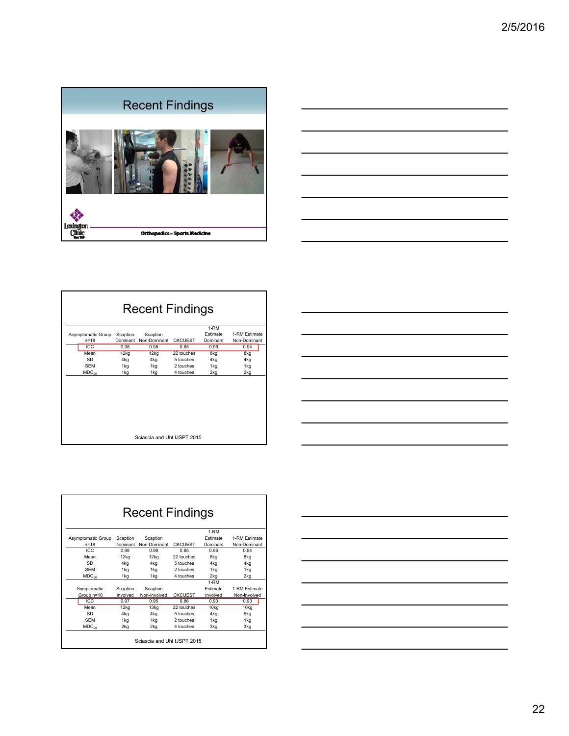## Recent Findings

Orthopedics – Sports Medicine

## Recent Findings

| Asymptomatic Group n=18 | Scaption Dominant | Scaption Non-Dominant | CKCUEST | 1-RM Estimate Dominant | 1-RM Estimate Non-Dominant |
|---|---|---|---|---|---|
| ICC | 0.98 | 0.98 | 0.85 | 0.96 | 0.94 |
| Mean | 12kg | 12kg | 22 touches | 8kg | 8kg |
| SD | 4kg | 4kg | 5 touches | 4kg | 4kg |
| SEM | 1kg | 1kg | 2 touches | 1kg | 1kg |
| $MDC_{90}$ | 1kg | 1kg | 4 touches | 2kg | 2kg |

Sciascia and Uhl IJSPT 2015

## Recent Findings

| Asymptomatic Group n=18 | Scaption Dominant | Scaption Non-Dominant | CKCUEST | 1-RM Estimate Dominant | 1-RM Estimate Non-Dominant |
|---|---|---|---|---|---|
| ICC | 0.98 | 0.98 | 0.85 | 0.96 | 0.94 |
| Mean | 12kg | 12kg | 22 touches | 8kg | 8kg |
| SD | 4kg | 4kg | 5 touches | 4kg | 4kg |
| SEM | 1kg | 1kg | 2 touches | 1kg | 1kg |
| $MDC_{90}$ | 1kg | 1kg | 4 touches | 2kg | 2kg |
| **Symptomatic Group n=18** | **Scaption Involved** | **Scaption Non-Involved** | **CKCUEST** | **1-RM Estimate Involved** | **1-RM Estimate Non-Involved** |
| ICC | 0.97 | 0.95 | 0.86 | 0.93 | 0.93 |
| Mean | 12kg | 13kg | 22 touches | 10kg | 10kg |
| SD | 4kg | 4kg | 5 touches | 4kg | 5kg |
| SEM | 1kg | 1kg | 2 touches | 1kg | 1kg |
| $MDC_{90}$ | 2kg | 2kg | 4 touches | 3kg | 3kg |

Sciascia and Uhl IJSPT 2015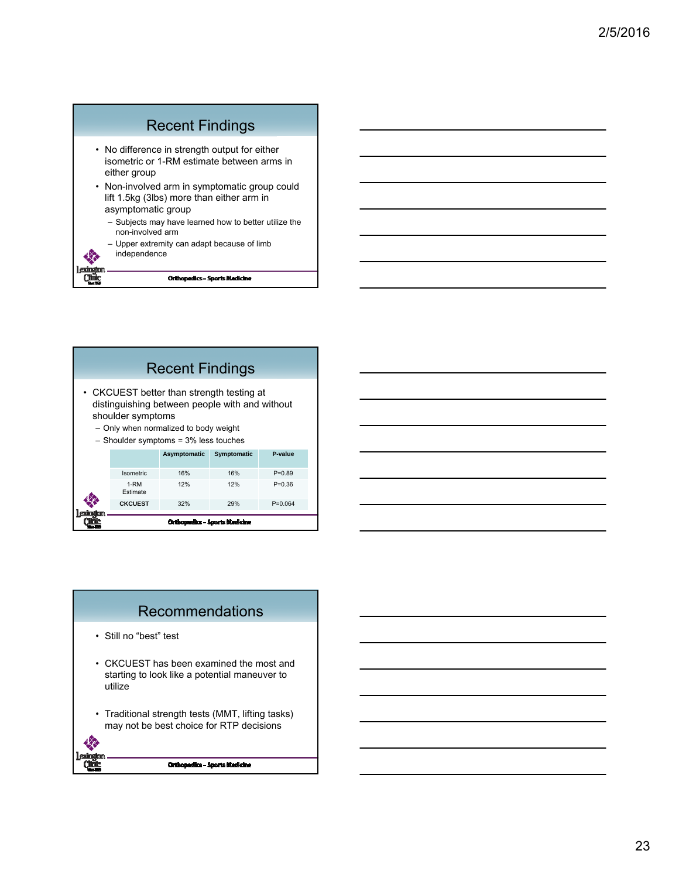## Recent Findings

- No difference in strength output for either isometric or 1-RM estimate between arms in either group
- Non-involved arm in symptomatic group could lift 1.5kg (3lbs) more than either arm in asymptomatic group
  - Subjects may have learned how to better utilize the non-involved arm
  - Upper extremity can adapt because of limb independence

Orthopedics – Sports Medicine

## Recent Findings

- CKCUEST better than strength testing at distinguishing between people with and without shoulder symptoms
  - Only when normalized to body weight
  - Shoulder symptoms = 3% less touches

| | Asymptomatic | Symptomatic | P-value |
|---|---|---|---|
| Isometric | 16% | 16% | P=0.89 |
| 1-RM Estimate | 12% | 12% | P=0.36 |
| **CKCUEST** | 32% | 29% | P=0.064 |

Orthopedics – Sports Medicine

## Recommendations

- Still no "best" test
- CKCUEST has been examined the most and starting to look like a potential maneuver to utilize
- Traditional strength tests (MMT, lifting tasks) may not be best choice for RTP decisions

Orthopedics – Sports Medicine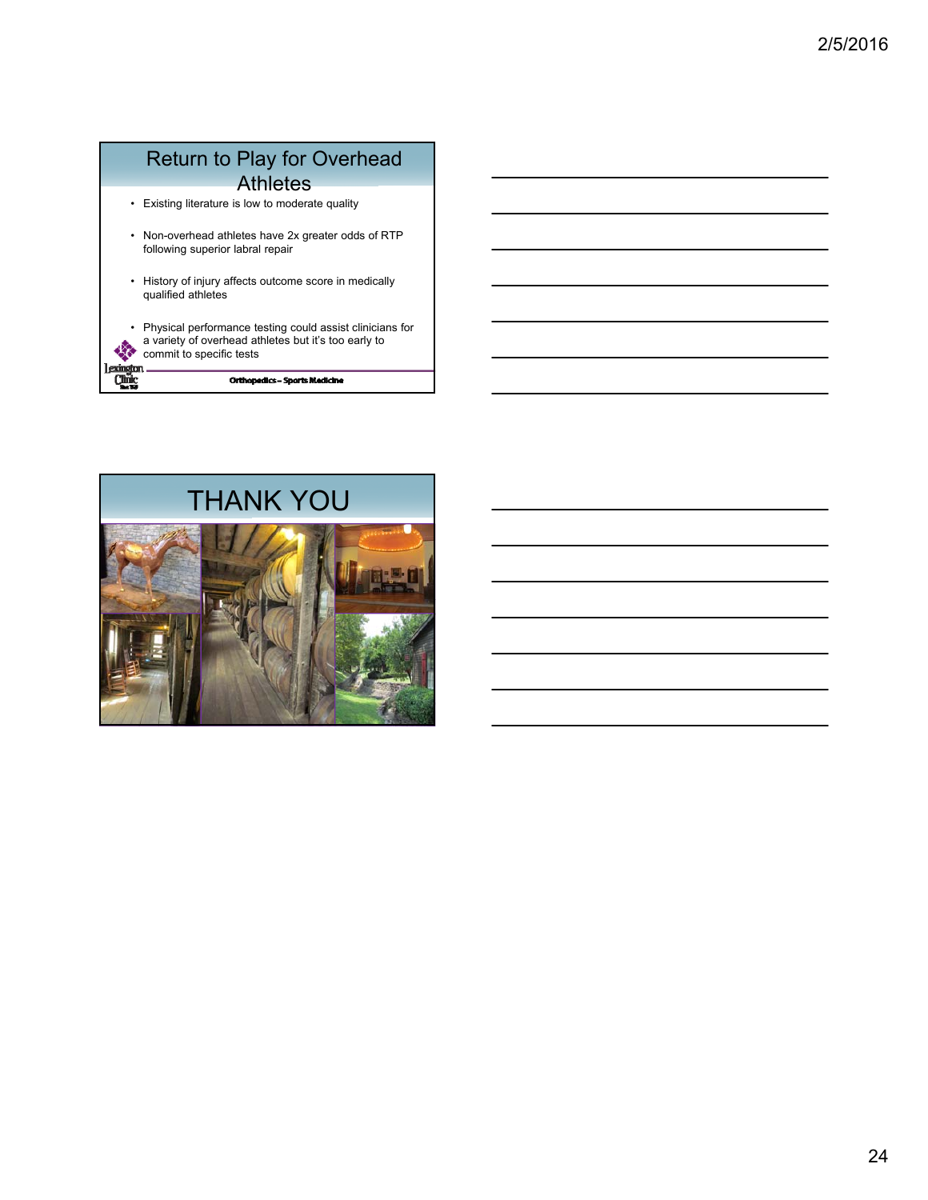## Return to Play for Overhead Athletes

- Existing literature is low to moderate quality
- Non-overhead athletes have 2x greater odds of RTP following superior labral repair
- History of injury affects outcome score in medically qualified athletes
- Physical performance testing could assist clinicians for a variety of overhead athletes but it's too early to commit to specific tests

Orthopedics – Sports Medicine

## THANK YOU